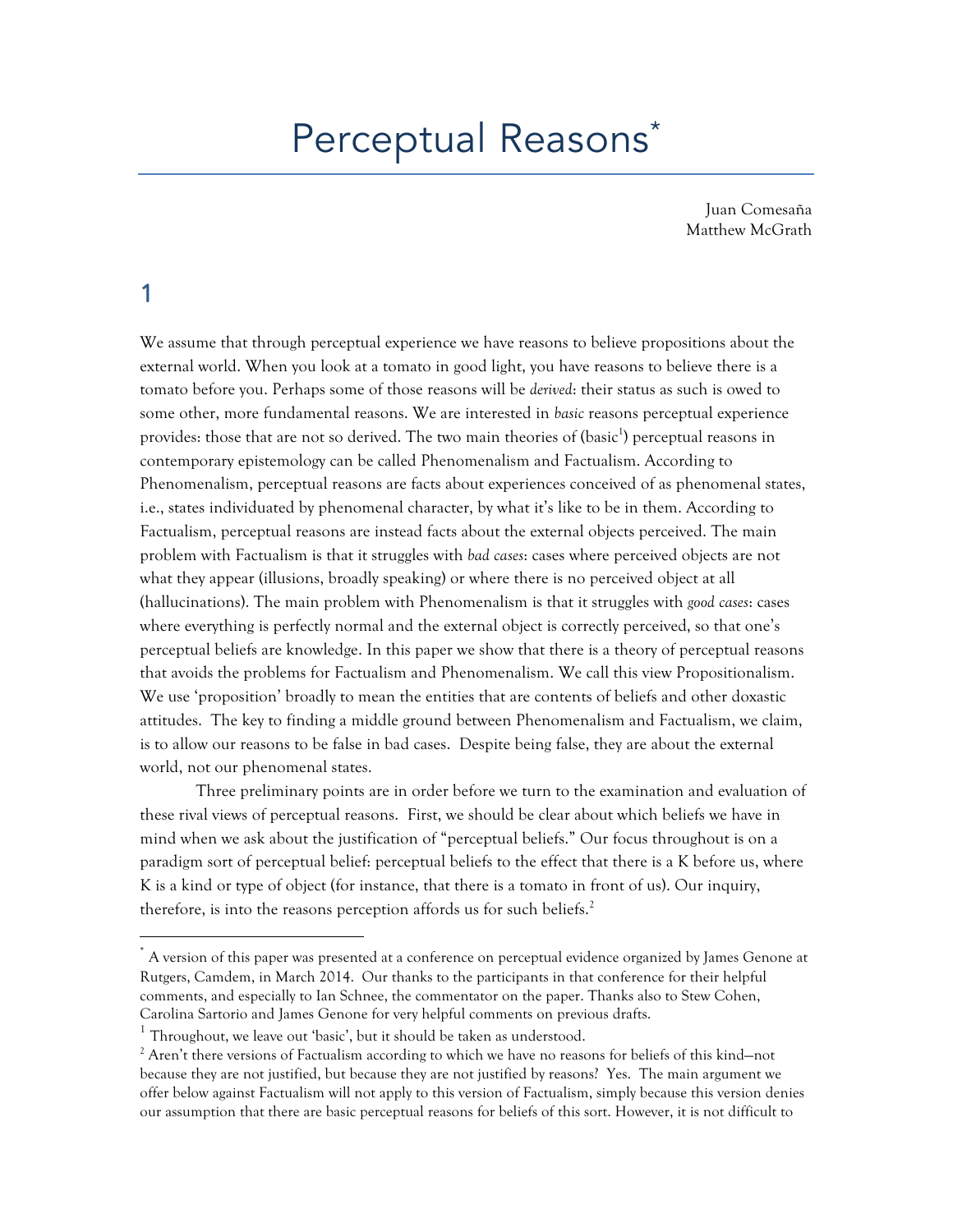# Perceptual Reasons*

Juan Comesaña
Matthew McGrath

## 1

We assume that through perceptual experience we have reasons to believe propositions about the external world. When you look at a tomato in good light, you have reasons to believe there is a tomato before you. Perhaps some of those reasons will be *derived*: their status as such is owed to some other, more fundamental reasons. We are interested in *basic* reasons perceptual experience provides: those that are not so derived. The two main theories of (basic[1]) perceptual reasons in contemporary epistemology can be called Phenomenalism and Factualism. According to Phenomenalism, perceptual reasons are facts about experiences conceived of as phenomenal states, i.e., states individuated by phenomenal character, by what it's like to be in them. According to Factualism, perceptual reasons are instead facts about the external objects perceived. The main problem with Factualism is that it struggles with *bad cases*: cases where perceived objects are not what they appear (illusions, broadly speaking) or where there is no perceived object at all (hallucinations). The main problem with Phenomenalism is that it struggles with *good cases*: cases where everything is perfectly normal and the external object is correctly perceived, so that one's perceptual beliefs are knowledge. In this paper we show that there is a theory of perceptual reasons that avoids the problems for Factualism and Phenomenalism. We call this view Propositionalism. We use 'proposition' broadly to mean the entities that are contents of beliefs and other doxastic attitudes. The key to finding a middle ground between Phenomenalism and Factualism, we claim, is to allow our reasons to be false in bad cases. Despite being false, they are about the external world, not our phenomenal states.

Three preliminary points are in order before we turn to the examination and evaluation of these rival views of perceptual reasons. First, we should be clear about which beliefs we have in mind when we ask about the justification of "perceptual beliefs." Our focus throughout is on a paradigm sort of perceptual belief: perceptual beliefs to the effect that there is a K before us, where K is a kind or type of object (for instance, that there is a tomato in front of us). Our inquiry, therefore, is into the reasons perception affords us for such beliefs.[2]

---

* A version of this paper was presented at a conference on perceptual evidence organized by James Genone at Rutgers, Camdem, in March 2014. Our thanks to the participants in that conference for their helpful comments, and especially to Ian Schnee, the commentator on the paper. Thanks also to Stew Cohen, Carolina Sartorio and James Genone for very helpful comments on previous drafts.

[1] Throughout, we leave out 'basic', but it should be taken as understood.

[2] Aren't there versions of Factualism according to which we have no reasons for beliefs of this kind—not because they are not justified, but because they are not justified by reasons? Yes. The main argument we offer below against Factualism will not apply to this version of Factualism, simply because this version denies our assumption that there are basic perceptual reasons for beliefs of this sort. However, it is not difficult to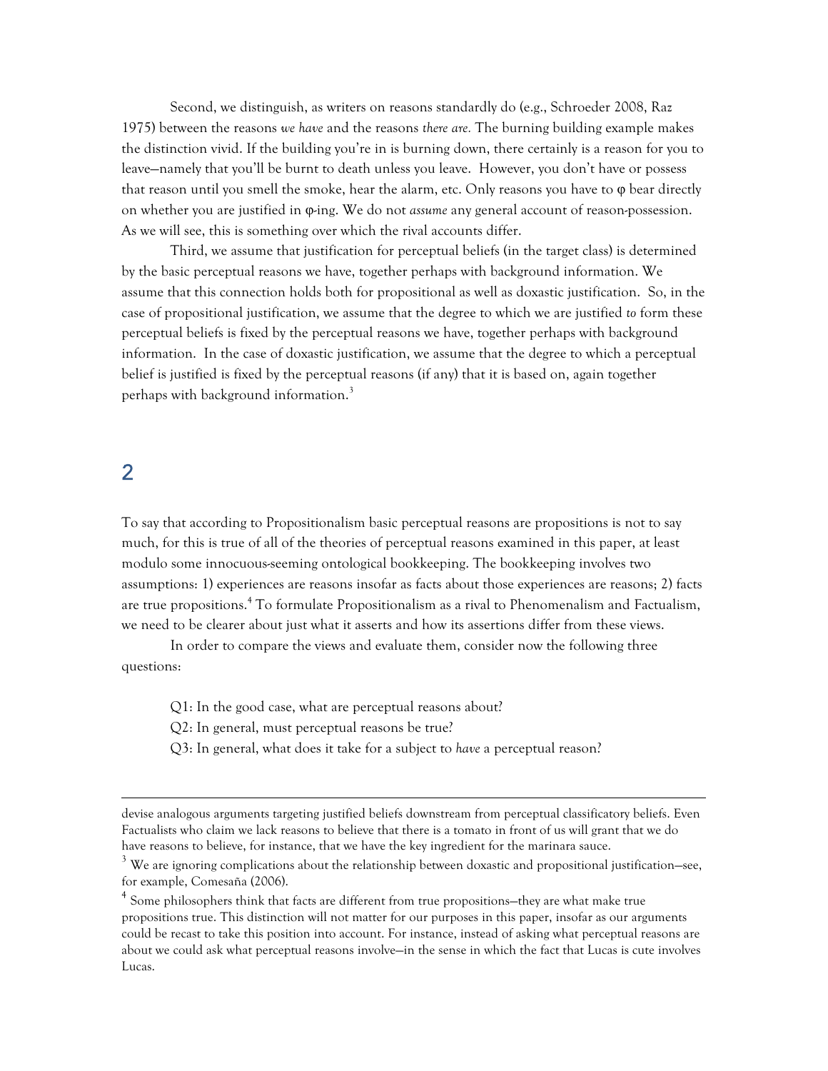Second, we distinguish, as writers on reasons standardly do (e.g., Schroeder 2008, Raz 1975) between the reasons *we have* and the reasons *there are.* The burning building example makes the distinction vivid. If the building you're in is burning down, there certainly is a reason for you to leave—namely that you'll be burnt to death unless you leave. However, you don't have or possess that reason until you smell the smoke, hear the alarm, etc. Only reasons you have to φ bear directly on whether you are justified in φ-ing. We do not *assume* any general account of reason-possession. As we will see, this is something over which the rival accounts differ.

Third, we assume that justification for perceptual beliefs (in the target class) is determined by the basic perceptual reasons we have, together perhaps with background information. We assume that this connection holds both for propositional as well as doxastic justification. So, in the case of propositional justification, we assume that the degree to which we are justified *to* form these perceptual beliefs is fixed by the perceptual reasons we have, together perhaps with background information. In the case of doxastic justification, we assume that the degree to which a perceptual belief is justified is fixed by the perceptual reasons (if any) that it is based on, again together perhaps with background information.[3]

## 2

To say that according to Propositionalism basic perceptual reasons are propositions is not to say much, for this is true of all of the theories of perceptual reasons examined in this paper, at least modulo some innocuous-seeming ontological bookkeeping. The bookkeeping involves two assumptions: 1) experiences are reasons insofar as facts about those experiences are reasons; 2) facts are true propositions.[4] To formulate Propositionalism as a rival to Phenomenalism and Factualism, we need to be clearer about just what it asserts and how its assertions differ from these views.

In order to compare the views and evaluate them, consider now the following three questions:

Q1: In the good case, what are perceptual reasons about?
Q2: In general, must perceptual reasons be true?
Q3: In general, what does it take for a subject to *have* a perceptual reason?

---

devise analogous arguments targeting justified beliefs downstream from perceptual classificatory beliefs. Even Factualists who claim we lack reasons to believe that there is a tomato in front of us will grant that we do have reasons to believe, for instance, that we have the key ingredient for the marinara sauce.

[3] We are ignoring complications about the relationship between doxastic and propositional justification—see, for example, Comesaña (2006).

[4] Some philosophers think that facts are different from true propositions—they are what make true propositions true. This distinction will not matter for our purposes in this paper, insofar as our arguments could be recast to take this position into account. For instance, instead of asking what perceptual reasons are about we could ask what perceptual reasons involve—in the sense in which the fact that Lucas is cute involves Lucas.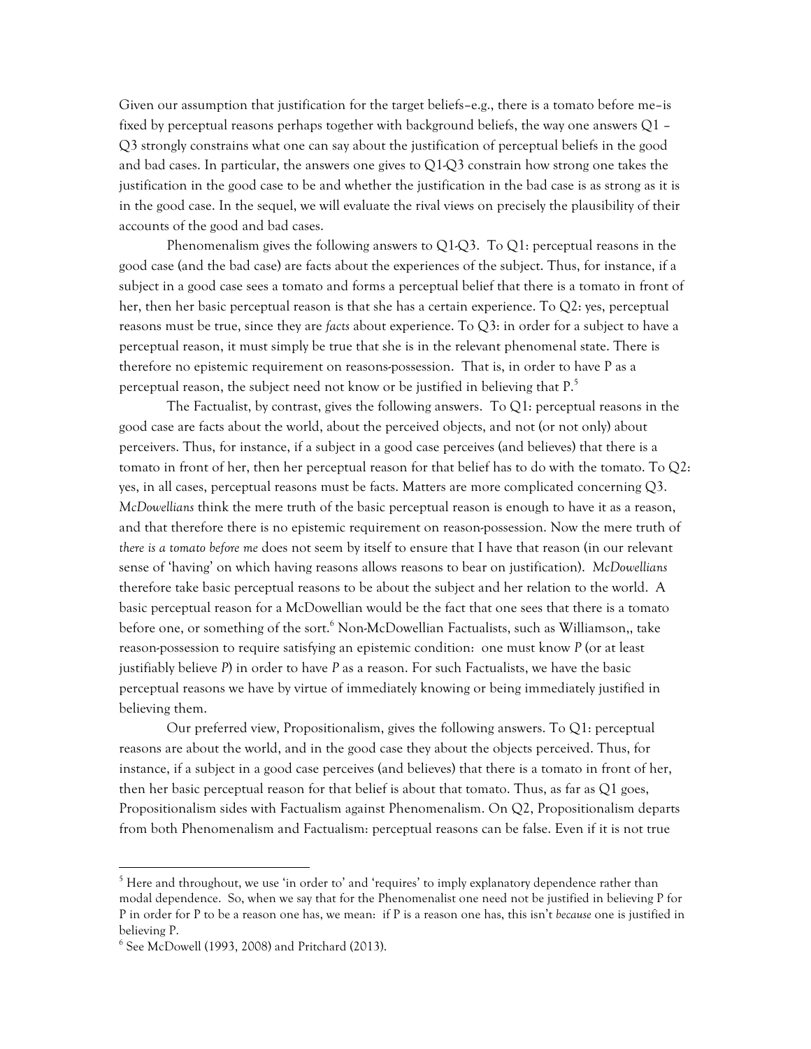Given our assumption that justification for the target beliefs–e.g., there is a tomato before me–is fixed by perceptual reasons perhaps together with background beliefs, the way one answers Q1 – Q3 strongly constrains what one can say about the justification of perceptual beliefs in the good and bad cases. In particular, the answers one gives to Q1-Q3 constrain how strong one takes the justification in the good case to be and whether the justification in the bad case is as strong as it is in the good case. In the sequel, we will evaluate the rival views on precisely the plausibility of their accounts of the good and bad cases.

Phenomenalism gives the following answers to Q1-Q3. To Q1: perceptual reasons in the good case (and the bad case) are facts about the experiences of the subject. Thus, for instance, if a subject in a good case sees a tomato and forms a perceptual belief that there is a tomato in front of her, then her basic perceptual reason is that she has a certain experience. To Q2: yes, perceptual reasons must be true, since they are *facts* about experience. To Q3: in order for a subject to have a perceptual reason, it must simply be true that she is in the relevant phenomenal state. There is therefore no epistemic requirement on reasons-possession. That is, in order to have P as a perceptual reason, the subject need not know or be justified in believing that P.[5]

The Factualist, by contrast, gives the following answers. To Q1: perceptual reasons in the good case are facts about the world, about the perceived objects, and not (or not only) about perceivers. Thus, for instance, if a subject in a good case perceives (and believes) that there is a tomato in front of her, then her perceptual reason for that belief has to do with the tomato. To Q2: yes, in all cases, perceptual reasons must be facts. Matters are more complicated concerning Q3. *McDowellians* think the mere truth of the basic perceptual reason is enough to have it as a reason, and that therefore there is no epistemic requirement on reason-possession. Now the mere truth of *there is a tomato before me* does not seem by itself to ensure that I have that reason (in our relevant sense of 'having' on which having reasons allows reasons to bear on justification). *McDowellians* therefore take basic perceptual reasons to be about the subject and her relation to the world. A basic perceptual reason for a McDowellian would be the fact that one sees that there is a tomato before one, or something of the sort.[6] Non-McDowellian Factualists, such as Williamson,, take reason-possession to require satisfying an epistemic condition: one must know *P* (or at least justifiably believe *P*) in order to have *P* as a reason. For such Factualists, we have the basic perceptual reasons we have by virtue of immediately knowing or being immediately justified in believing them.

Our preferred view, Propositionalism, gives the following answers. To Q1: perceptual reasons are about the world, and in the good case they about the objects perceived. Thus, for instance, if a subject in a good case perceives (and believes) that there is a tomato in front of her, then her basic perceptual reason for that belief is about that tomato. Thus, as far as Q1 goes, Propositionalism sides with Factualism against Phenomenalism. On Q2, Propositionalism departs from both Phenomenalism and Factualism: perceptual reasons can be false. Even if it is not true

---

[5] Here and throughout, we use 'in order to' and 'requires' to imply explanatory dependence rather than modal dependence. So, when we say that for the Phenomenalist one need not be justified in believing P for P in order for P to be a reason one has, we mean: if P is a reason one has, this isn't *because* one is justified in believing P.

[6] See McDowell (1993, 2008) and Pritchard (2013).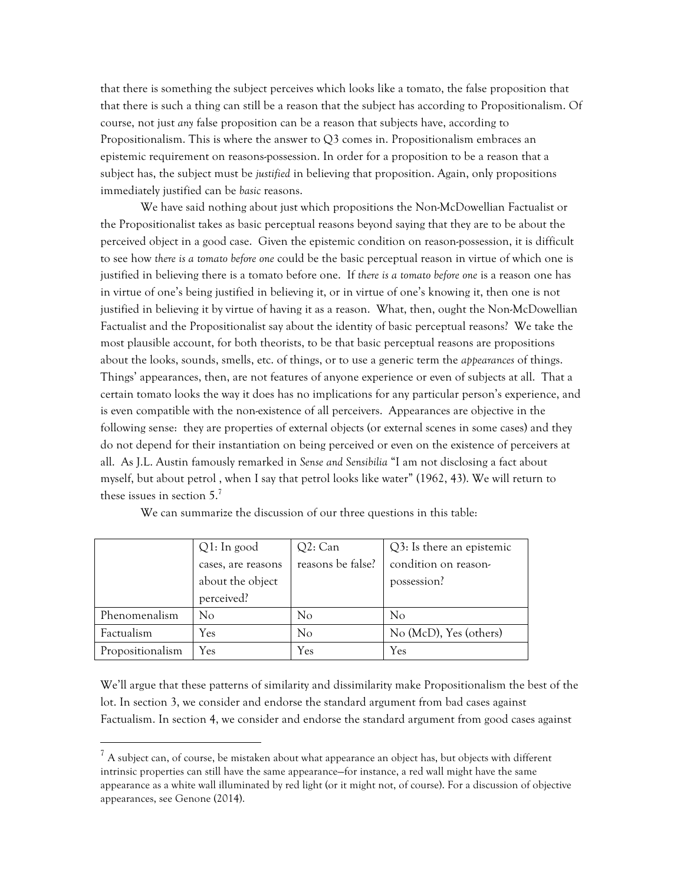that there is something the subject perceives which looks like a tomato, the false proposition that that there is such a thing can still be a reason that the subject has according to Propositionalism. Of course, not just *any* false proposition can be a reason that subjects have, according to Propositionalism. This is where the answer to Q3 comes in. Propositionalism embraces an epistemic requirement on reasons-possession. In order for a proposition to be a reason that a subject has, the subject must be *justified* in believing that proposition. Again, only propositions immediately justified can be *basic* reasons.

We have said nothing about just which propositions the Non-McDowellian Factualist or the Propositionalist takes as basic perceptual reasons beyond saying that they are to be about the perceived object in a good case. Given the epistemic condition on reason-possession, it is difficult to see how *there is a tomato before one* could be the basic perceptual reason in virtue of which one is justified in believing there is a tomato before one. If *there is a tomato before one* is a reason one has in virtue of one's being justified in believing it, or in virtue of one's knowing it, then one is not justified in believing it by virtue of having it as a reason. What, then, ought the Non-McDowellian Factualist and the Propositionalist say about the identity of basic perceptual reasons? We take the most plausible account, for both theorists, to be that basic perceptual reasons are propositions about the looks, sounds, smells, etc. of things, or to use a generic term the *appearances* of things. Things' appearances, then, are not features of anyone experience or even of subjects at all. That a certain tomato looks the way it does has no implications for any particular person's experience, and is even compatible with the non-existence of all perceivers. Appearances are objective in the following sense: they are properties of external objects (or external scenes in some cases) and they do not depend for their instantiation on being perceived or even on the existence of perceivers at all. As J.L. Austin famously remarked in *Sense and Sensibilia* "I am not disclosing a fact about myself, but about petrol , when I say that petrol looks like water" (1962, 43). We will return to these issues in section 5.[7]

We can summarize the discussion of our three questions in this table:

| | Q1: In good cases, are reasons about the object perceived? | Q2: Can reasons be false? | Q3: Is there an epistemic condition on reason-possession? |
|---|---|---|---|
| Phenomenalism | No | No | No |
| Factualism | Yes | No | No (McD), Yes (others) |
| Propositionalism | Yes | Yes | Yes |

We'll argue that these patterns of similarity and dissimilarity make Propositionalism the best of the lot. In section 3, we consider and endorse the standard argument from bad cases against Factualism. In section 4, we consider and endorse the standard argument from good cases against

[7] A subject can, of course, be mistaken about what appearance an object has, but objects with different intrinsic properties can still have the same appearance—for instance, a red wall might have the same appearance as a white wall illuminated by red light (or it might not, of course). For a discussion of objective appearances, see Genone (2014).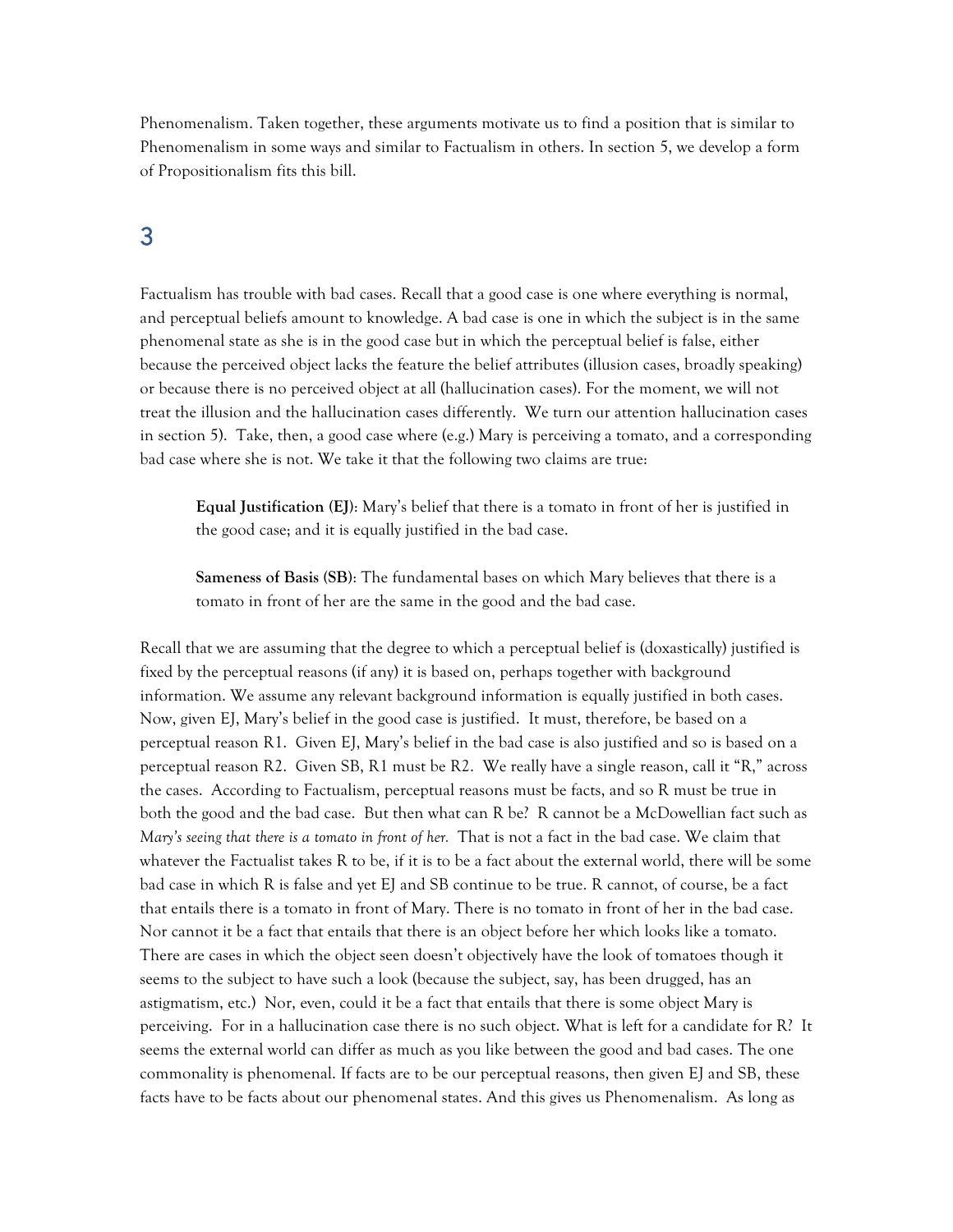Phenomenalism. Taken together, these arguments motivate us to find a position that is similar to Phenomenalism in some ways and similar to Factualism in others. In section 5, we develop a form of Propositionalism fits this bill.

## 3

Factualism has trouble with bad cases. Recall that a good case is one where everything is normal, and perceptual beliefs amount to knowledge. A bad case is one in which the subject is in the same phenomenal state as she is in the good case but in which the perceptual belief is false, either because the perceived object lacks the feature the belief attributes (illusion cases, broadly speaking) or because there is no perceived object at all (hallucination cases). For the moment, we will not treat the illusion and the hallucination cases differently. We turn our attention hallucination cases in section 5). Take, then, a good case where (e.g.) Mary is perceiving a tomato, and a corresponding bad case where she is not. We take it that the following two claims are true:

> **Equal Justification (EJ)**: Mary's belief that there is a tomato in front of her is justified in the good case; and it is equally justified in the bad case.
>
> **Sameness of Basis (SB)**: The fundamental bases on which Mary believes that there is a tomato in front of her are the same in the good and the bad case.

Recall that we are assuming that the degree to which a perceptual belief is (doxastically) justified is fixed by the perceptual reasons (if any) it is based on, perhaps together with background information. We assume any relevant background information is equally justified in both cases. Now, given EJ, Mary's belief in the good case is justified. It must, therefore, be based on a perceptual reason R1. Given EJ, Mary's belief in the bad case is also justified and so is based on a perceptual reason R2. Given SB, R1 must be R2. We really have a single reason, call it "R," across the cases. According to Factualism, perceptual reasons must be facts, and so R must be true in both the good and the bad case. But then what can R be? R cannot be a McDowellian fact such as *Mary's seeing that there is a tomato in front of her.* That is not a fact in the bad case. We claim that whatever the Factualist takes R to be, if it is to be a fact about the external world, there will be some bad case in which R is false and yet EJ and SB continue to be true. R cannot, of course, be a fact that entails there is a tomato in front of Mary. There is no tomato in front of her in the bad case. Nor cannot it be a fact that entails that there is an object before her which looks like a tomato. There are cases in which the object seen doesn't objectively have the look of tomatoes though it seems to the subject to have such a look (because the subject, say, has been drugged, has an astigmatism, etc.) Nor, even, could it be a fact that entails that there is some object Mary is perceiving. For in a hallucination case there is no such object. What is left for a candidate for R? It seems the external world can differ as much as you like between the good and bad cases. The one commonality is phenomenal. If facts are to be our perceptual reasons, then given EJ and SB, these facts have to be facts about our phenomenal states. And this gives us Phenomenalism. As long as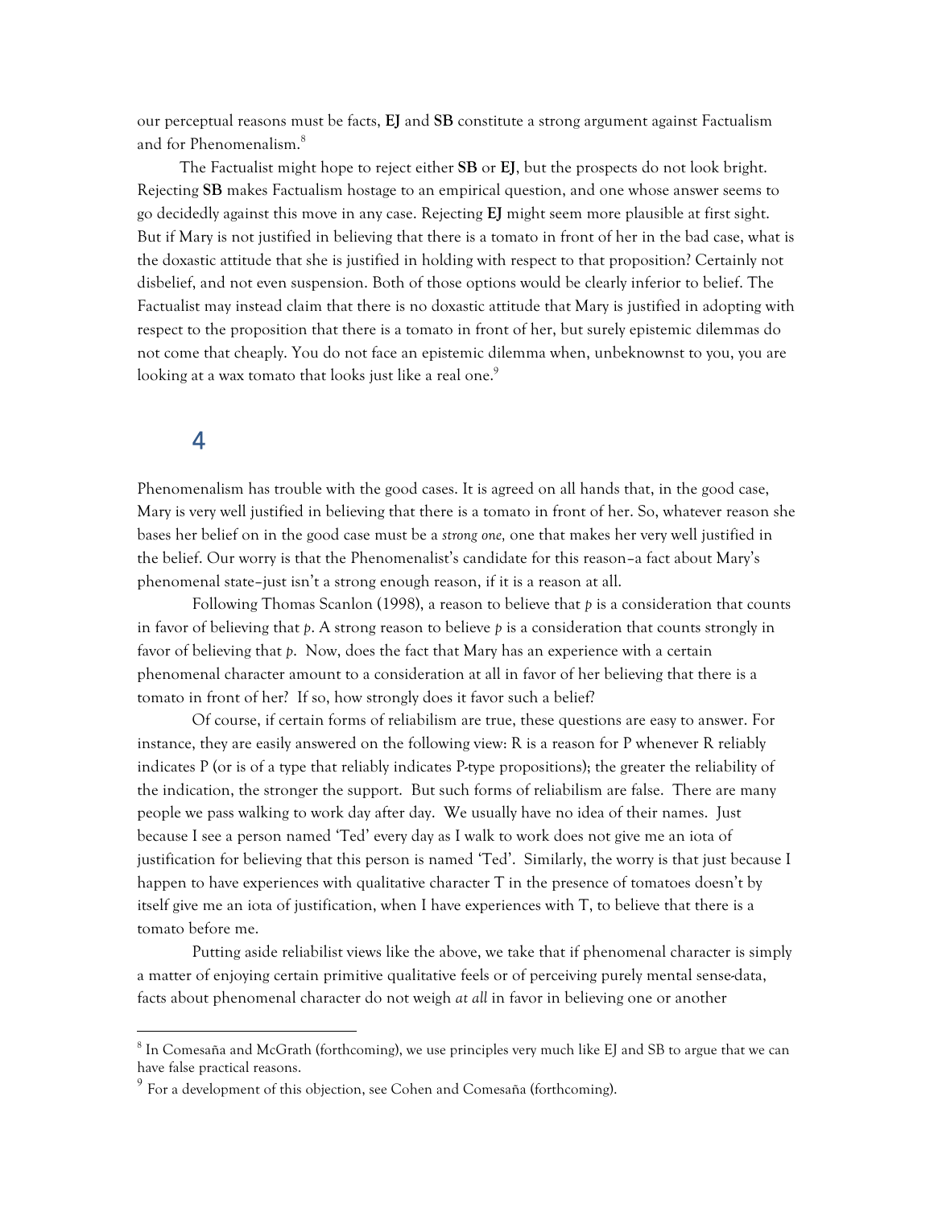our perceptual reasons must be facts, **EJ** and **SB** constitute a strong argument against Factualism and for Phenomenalism.[8]

The Factualist might hope to reject either **SB** or **EJ**, but the prospects do not look bright. Rejecting **SB** makes Factualism hostage to an empirical question, and one whose answer seems to go decidedly against this move in any case. Rejecting **EJ** might seem more plausible at first sight. But if Mary is not justified in believing that there is a tomato in front of her in the bad case, what is the doxastic attitude that she is justified in holding with respect to that proposition? Certainly not disbelief, and not even suspension. Both of those options would be clearly inferior to belief. The Factualist may instead claim that there is no doxastic attitude that Mary is justified in adopting with respect to the proposition that there is a tomato in front of her, but surely epistemic dilemmas do not come that cheaply. You do not face an epistemic dilemma when, unbeknownst to you, you are looking at a wax tomato that looks just like a real one.[9]

## 4

Phenomenalism has trouble with the good cases. It is agreed on all hands that, in the good case, Mary is very well justified in believing that there is a tomato in front of her. So, whatever reason she bases her belief on in the good case must be a *strong one,* one that makes her very well justified in the belief. Our worry is that the Phenomenalist's candidate for this reason–a fact about Mary's phenomenal state–just isn't a strong enough reason, if it is a reason at all.

Following Thomas Scanlon (1998), a reason to believe that *p* is a consideration that counts in favor of believing that *p*. A strong reason to believe *p* is a consideration that counts strongly in favor of believing that *p*. Now, does the fact that Mary has an experience with a certain phenomenal character amount to a consideration at all in favor of her believing that there is a tomato in front of her? If so, how strongly does it favor such a belief?

Of course, if certain forms of reliabilism are true, these questions are easy to answer. For instance, they are easily answered on the following view: R is a reason for P whenever R reliably indicates P (or is of a type that reliably indicates P-type propositions); the greater the reliability of the indication, the stronger the support. But such forms of reliabilism are false. There are many people we pass walking to work day after day. We usually have no idea of their names. Just because I see a person named 'Ted' every day as I walk to work does not give me an iota of justification for believing that this person is named 'Ted'. Similarly, the worry is that just because I happen to have experiences with qualitative character T in the presence of tomatoes doesn't by itself give me an iota of justification, when I have experiences with T, to believe that there is a tomato before me.

Putting aside reliabilist views like the above, we take that if phenomenal character is simply a matter of enjoying certain primitive qualitative feels or of perceiving purely mental sense-data, facts about phenomenal character do not weigh *at all* in favor in believing one or another

[8] In Comesaña and McGrath (forthcoming), we use principles very much like EJ and SB to argue that we can have false practical reasons.

[9] For a development of this objection, see Cohen and Comesaña (forthcoming).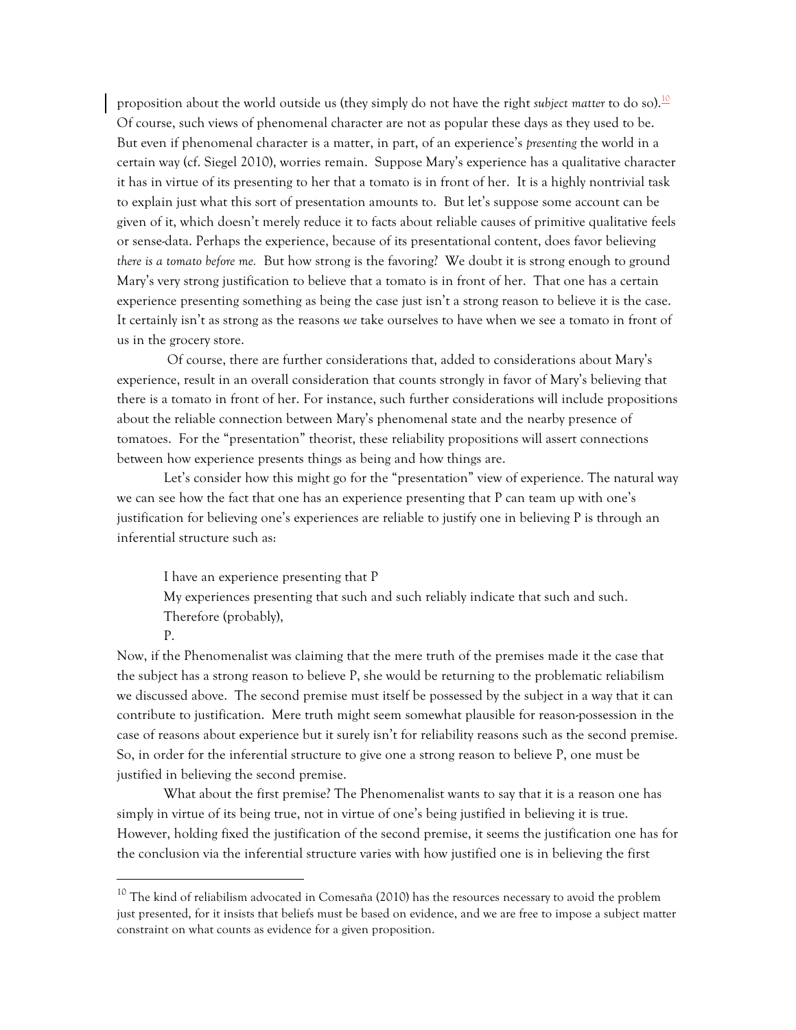proposition about the world outside us (they simply do not have the right *subject matter* to do so).[10] Of course, such views of phenomenal character are not as popular these days as they used to be. But even if phenomenal character is a matter, in part, of an experience's *presenting* the world in a certain way (cf. Siegel 2010), worries remain. Suppose Mary's experience has a qualitative character it has in virtue of its presenting to her that a tomato is in front of her. It is a highly nontrivial task to explain just what this sort of presentation amounts to. But let's suppose some account can be given of it, which doesn't merely reduce it to facts about reliable causes of primitive qualitative feels or sense-data. Perhaps the experience, because of its presentational content, does favor believing *there is a tomato before me.* But how strong is the favoring? We doubt it is strong enough to ground Mary's very strong justification to believe that a tomato is in front of her. That one has a certain experience presenting something as being the case just isn't a strong reason to believe it is the case. It certainly isn't as strong as the reasons *we* take ourselves to have when we see a tomato in front of us in the grocery store.

Of course, there are further considerations that, added to considerations about Mary's experience, result in an overall consideration that counts strongly in favor of Mary's believing that there is a tomato in front of her. For instance, such further considerations will include propositions about the reliable connection between Mary's phenomenal state and the nearby presence of tomatoes. For the "presentation" theorist, these reliability propositions will assert connections between how experience presents things as being and how things are.

Let's consider how this might go for the "presentation" view of experience. The natural way we can see how the fact that one has an experience presenting that P can team up with one's justification for believing one's experiences are reliable to justify one in believing P is through an inferential structure such as:

> I have an experience presenting that P
> My experiences presenting that such and such reliably indicate that such and such.
> Therefore (probably),
> P.

Now, if the Phenomenalist was claiming that the mere truth of the premises made it the case that the subject has a strong reason to believe P, she would be returning to the problematic reliabilism we discussed above. The second premise must itself be possessed by the subject in a way that it can contribute to justification. Mere truth might seem somewhat plausible for reason-possession in the case of reasons about experience but it surely isn't for reliability reasons such as the second premise. So, in order for the inferential structure to give one a strong reason to believe P, one must be justified in believing the second premise.

What about the first premise? The Phenomenalist wants to say that it is a reason one has simply in virtue of its being true, not in virtue of one's being justified in believing it is true. However, holding fixed the justification of the second premise, it seems the justification one has for the conclusion via the inferential structure varies with how justified one is in believing the first

---

[10] The kind of reliabilism advocated in Comesaña (2010) has the resources necessary to avoid the problem just presented, for it insists that beliefs must be based on evidence, and we are free to impose a subject matter constraint on what counts as evidence for a given proposition.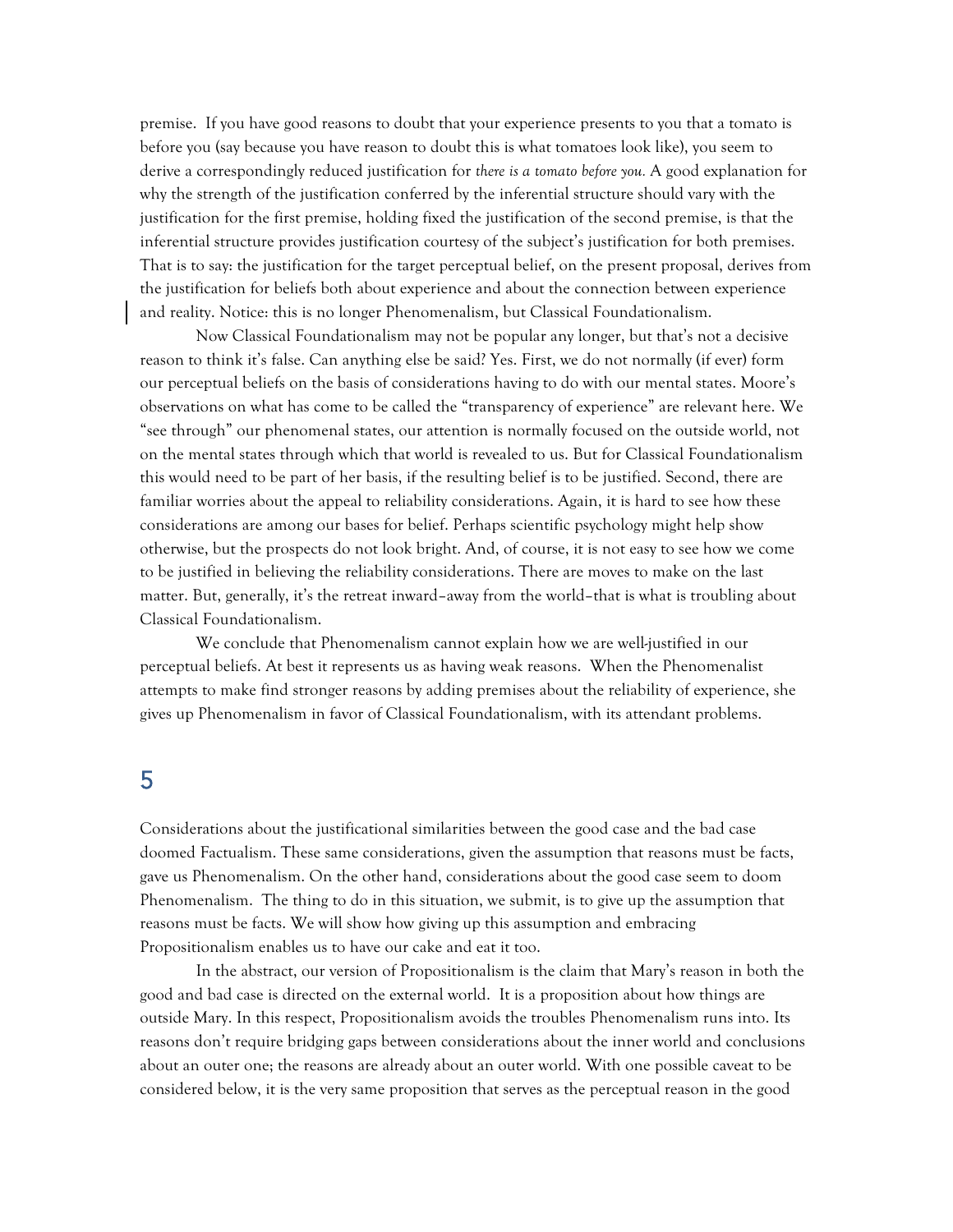premise. If you have good reasons to doubt that your experience presents to you that a tomato is before you (say because you have reason to doubt this is what tomatoes look like), you seem to derive a correspondingly reduced justification for *there is a tomato before you.* A good explanation for why the strength of the justification conferred by the inferential structure should vary with the justification for the first premise, holding fixed the justification of the second premise, is that the inferential structure provides justification courtesy of the subject's justification for both premises. That is to say: the justification for the target perceptual belief, on the present proposal, derives from the justification for beliefs both about experience and about the connection between experience and reality. Notice: this is no longer Phenomenalism, but Classical Foundationalism.

Now Classical Foundationalism may not be popular any longer, but that's not a decisive reason to think it's false. Can anything else be said? Yes. First, we do not normally (if ever) form our perceptual beliefs on the basis of considerations having to do with our mental states. Moore's observations on what has come to be called the "transparency of experience" are relevant here. We "see through" our phenomenal states, our attention is normally focused on the outside world, not on the mental states through which that world is revealed to us. But for Classical Foundationalism this would need to be part of her basis, if the resulting belief is to be justified. Second, there are familiar worries about the appeal to reliability considerations. Again, it is hard to see how these considerations are among our bases for belief. Perhaps scientific psychology might help show otherwise, but the prospects do not look bright. And, of course, it is not easy to see how we come to be justified in believing the reliability considerations. There are moves to make on the last matter. But, generally, it's the retreat inward–away from the world–that is what is troubling about Classical Foundationalism.

We conclude that Phenomenalism cannot explain how we are well-justified in our perceptual beliefs. At best it represents us as having weak reasons. When the Phenomenalist attempts to make find stronger reasons by adding premises about the reliability of experience, she gives up Phenomenalism in favor of Classical Foundationalism, with its attendant problems.

## 5

Considerations about the justificational similarities between the good case and the bad case doomed Factualism. These same considerations, given the assumption that reasons must be facts, gave us Phenomenalism. On the other hand, considerations about the good case seem to doom Phenomenalism. The thing to do in this situation, we submit, is to give up the assumption that reasons must be facts. We will show how giving up this assumption and embracing Propositionalism enables us to have our cake and eat it too.

In the abstract, our version of Propositionalism is the claim that Mary's reason in both the good and bad case is directed on the external world. It is a proposition about how things are outside Mary. In this respect, Propositionalism avoids the troubles Phenomenalism runs into. Its reasons don't require bridging gaps between considerations about the inner world and conclusions about an outer one; the reasons are already about an outer world. With one possible caveat to be considered below, it is the very same proposition that serves as the perceptual reason in the good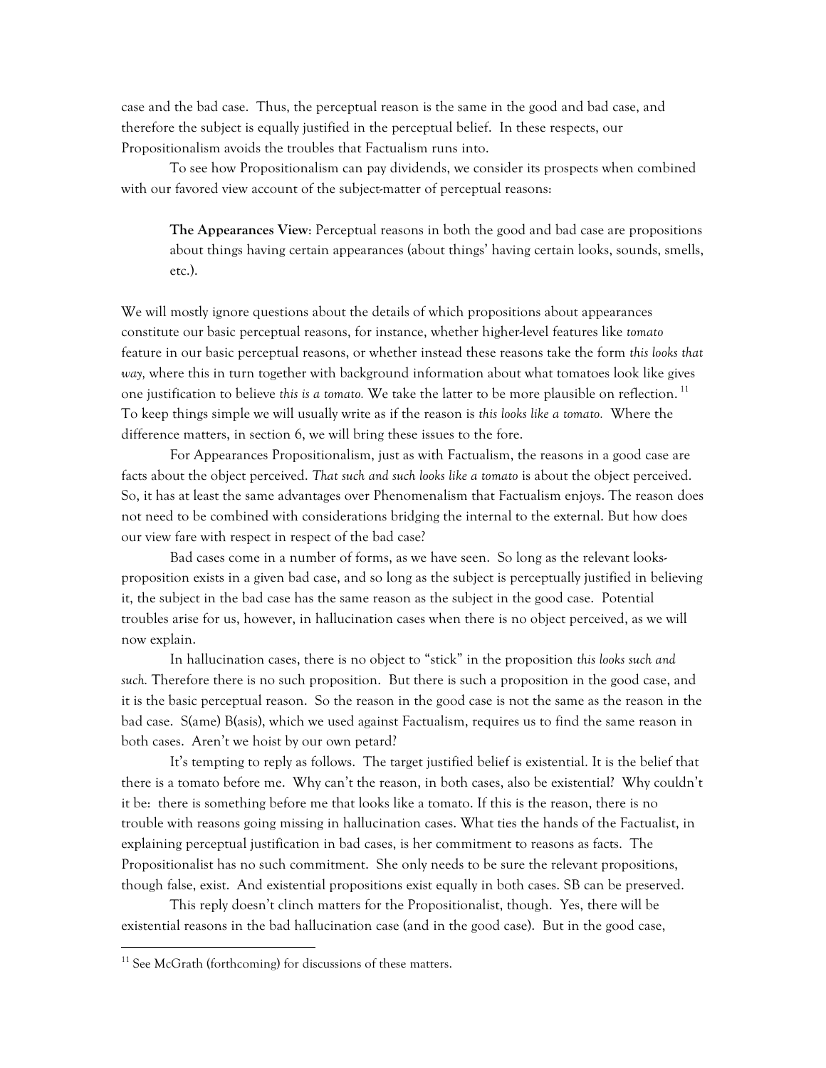case and the bad case. Thus, the perceptual reason is the same in the good and bad case, and therefore the subject is equally justified in the perceptual belief. In these respects, our Propositionalism avoids the troubles that Factualism runs into.

To see how Propositionalism can pay dividends, we consider its prospects when combined with our favored view account of the subject-matter of perceptual reasons:

> **The Appearances View**: Perceptual reasons in both the good and bad case are propositions about things having certain appearances (about things' having certain looks, sounds, smells, etc.).

We will mostly ignore questions about the details of which propositions about appearances constitute our basic perceptual reasons, for instance, whether higher-level features like *tomato* feature in our basic perceptual reasons, or whether instead these reasons take the form *this looks that way,* where this in turn together with background information about what tomatoes look like gives one justification to believe *this is a tomato.* We take the latter to be more plausible on reflection. [11] To keep things simple we will usually write as if the reason is *this looks like a tomato.* Where the difference matters, in section 6, we will bring these issues to the fore.

For Appearances Propositionalism, just as with Factualism, the reasons in a good case are facts about the object perceived. *That such and such looks like a tomato* is about the object perceived. So, it has at least the same advantages over Phenomenalism that Factualism enjoys. The reason does not need to be combined with considerations bridging the internal to the external. But how does our view fare with respect in respect of the bad case?

Bad cases come in a number of forms, as we have seen. So long as the relevant looks-proposition exists in a given bad case, and so long as the subject is perceptually justified in believing it, the subject in the bad case has the same reason as the subject in the good case. Potential troubles arise for us, however, in hallucination cases when there is no object perceived, as we will now explain.

In hallucination cases, there is no object to "stick" in the proposition *this looks such and such.* Therefore there is no such proposition. But there is such a proposition in the good case, and it is the basic perceptual reason. So the reason in the good case is not the same as the reason in the bad case. S(ame) B(asis), which we used against Factualism, requires us to find the same reason in both cases. Aren't we hoist by our own petard?

It's tempting to reply as follows. The target justified belief is existential. It is the belief that there is a tomato before me. Why can't the reason, in both cases, also be existential? Why couldn't it be: there is something before me that looks like a tomato. If this is the reason, there is no trouble with reasons going missing in hallucination cases. What ties the hands of the Factualist, in explaining perceptual justification in bad cases, is her commitment to reasons as facts. The Propositionalist has no such commitment. She only needs to be sure the relevant propositions, though false, exist. And existential propositions exist equally in both cases. SB can be preserved.

This reply doesn't clinch matters for the Propositionalist, though. Yes, there will be existential reasons in the bad hallucination case (and in the good case). But in the good case,

[11] See McGrath (forthcoming) for discussions of these matters.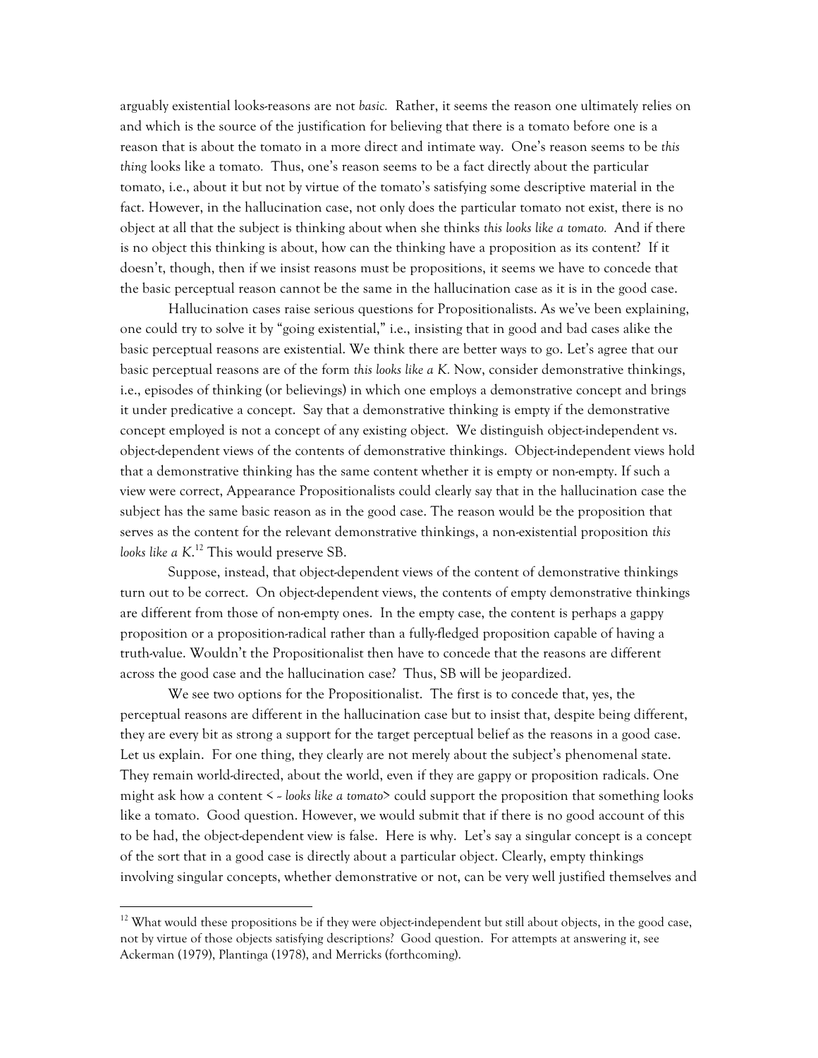arguably existential looks-reasons are not *basic.* Rather, it seems the reason one ultimately relies on and which is the source of the justification for believing that there is a tomato before one is a reason that is about the tomato in a more direct and intimate way. One's reason seems to be *this thing* looks like a tomato. Thus, one's reason seems to be a fact directly about the particular tomato, i.e., about it but not by virtue of the tomato's satisfying some descriptive material in the fact. However, in the hallucination case, not only does the particular tomato not exist, there is no object at all that the subject is thinking about when she thinks *this looks like a tomato.* And if there is no object this thinking is about, how can the thinking have a proposition as its content? If it doesn't, though, then if we insist reasons must be propositions, it seems we have to concede that the basic perceptual reason cannot be the same in the hallucination case as it is in the good case.

Hallucination cases raise serious questions for Propositionalists. As we've been explaining, one could try to solve it by "going existential," i.e., insisting that in good and bad cases alike the basic perceptual reasons are existential. We think there are better ways to go. Let's agree that our basic perceptual reasons are of the form *this looks like a K.* Now, consider demonstrative thinkings, i.e., episodes of thinking (or believings) in which one employs a demonstrative concept and brings it under predicative a concept. Say that a demonstrative thinking is empty if the demonstrative concept employed is not a concept of any existing object. We distinguish object-independent vs. object-dependent views of the contents of demonstrative thinkings. Object-independent views hold that a demonstrative thinking has the same content whether it is empty or non-empty. If such a view were correct, Appearance Propositionalists could clearly say that in the hallucination case the subject has the same basic reason as in the good case. The reason would be the proposition that serves as the content for the relevant demonstrative thinkings, a non-existential proposition *this looks like a K*.[12] This would preserve SB.

Suppose, instead, that object-dependent views of the content of demonstrative thinkings turn out to be correct. On object-dependent views, the contents of empty demonstrative thinkings are different from those of non-empty ones. In the empty case, the content is perhaps a gappy proposition or a proposition-radical rather than a fully-fledged proposition capable of having a truth-value. Wouldn't the Propositionalist then have to concede that the reasons are different across the good case and the hallucination case? Thus, SB will be jeopardized.

We see two options for the Propositionalist. The first is to concede that, yes, the perceptual reasons are different in the hallucination case but to insist that, despite being different, they are every bit as strong a support for the target perceptual belief as the reasons in a good case. Let us explain. For one thing, they clearly are not merely about the subject's phenomenal state. They remain world-directed, about the world, even if they are gappy or proposition radicals. One might ask how a content < *– looks like a tomato*> could support the proposition that something looks like a tomato. Good question. However, we would submit that if there is no good account of this to be had, the object-dependent view is false. Here is why. Let's say a singular concept is a concept of the sort that in a good case is directly about a particular object. Clearly, empty thinkings involving singular concepts, whether demonstrative or not, can be very well justified themselves and

[12] What would these propositions be if they were object-independent but still about objects, in the good case, not by virtue of those objects satisfying descriptions? Good question. For attempts at answering it, see Ackerman (1979), Plantinga (1978), and Merricks (forthcoming).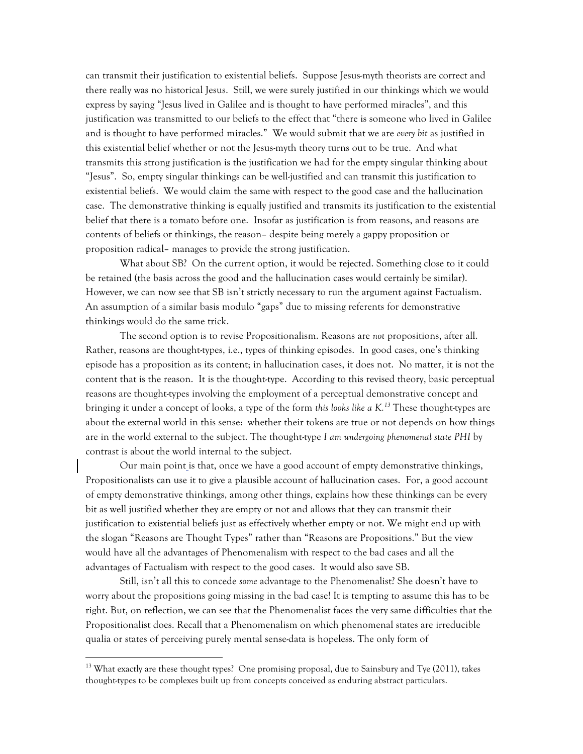can transmit their justification to existential beliefs. Suppose Jesus-myth theorists are correct and there really was no historical Jesus. Still, we were surely justified in our thinkings which we would express by saying "Jesus lived in Galilee and is thought to have performed miracles", and this justification was transmitted to our beliefs to the effect that "there is someone who lived in Galilee and is thought to have performed miracles." We would submit that we are *every bit* as justified in this existential belief whether or not the Jesus-myth theory turns out to be true. And what transmits this strong justification is the justification we had for the empty singular thinking about "Jesus". So, empty singular thinkings can be well-justified and can transmit this justification to existential beliefs. We would claim the same with respect to the good case and the hallucination case. The demonstrative thinking is equally justified and transmits its justification to the existential belief that there is a tomato before one. Insofar as justification is from reasons, and reasons are contents of beliefs or thinkings, the reason– despite being merely a gappy proposition or proposition radical– manages to provide the strong justification.

What about SB? On the current option, it would be rejected. Something close to it could be retained (the basis across the good and the hallucination cases would certainly be similar). However, we can now see that SB isn't strictly necessary to run the argument against Factualism. An assumption of a similar basis modulo "gaps" due to missing referents for demonstrative thinkings would do the same trick.

The second option is to revise Propositionalism. Reasons are *not* propositions, after all. Rather, reasons are thought-types, i.e., types of thinking episodes. In good cases, one's thinking episode has a proposition as its content; in hallucination cases, it does not. No matter, it is not the content that is the reason. It is the thought-type. According to this revised theory, basic perceptual reasons are thought-types involving the employment of a perceptual demonstrative concept and bringing it under a concept of looks, a type of the form *this looks like a K.*[13] These thought-types are about the external world in this sense: whether their tokens are true or not depends on how things are in the world external to the subject. The thought-type *I am undergoing phenomenal state PHI* by contrast is about the world internal to the subject.

Our main point is that, once we have a good account of empty demonstrative thinkings, Propositionalists can use it to give a plausible account of hallucination cases. For, a good account of empty demonstrative thinkings, among other things, explains how these thinkings can be every bit as well justified whether they are empty or not and allows that they can transmit their justification to existential beliefs just as effectively whether empty or not. We might end up with the slogan "Reasons are Thought Types" rather than "Reasons are Propositions." But the view would have all the advantages of Phenomenalism with respect to the bad cases and all the advantages of Factualism with respect to the good cases. It would also save SB.

Still, isn't all this to concede *some* advantage to the Phenomenalist? She doesn't have to worry about the propositions going missing in the bad case! It is tempting to assume this has to be right. But, on reflection, we can see that the Phenomenalist faces the very same difficulties that the Propositionalist does. Recall that a Phenomenalism on which phenomenal states are irreducible qualia or states of perceiving purely mental sense-data is hopeless. The only form of

[13] What exactly are these thought types? One promising proposal, due to Sainsbury and Tye (2011), takes thought-types to be complexes built up from concepts conceived as enduring abstract particulars.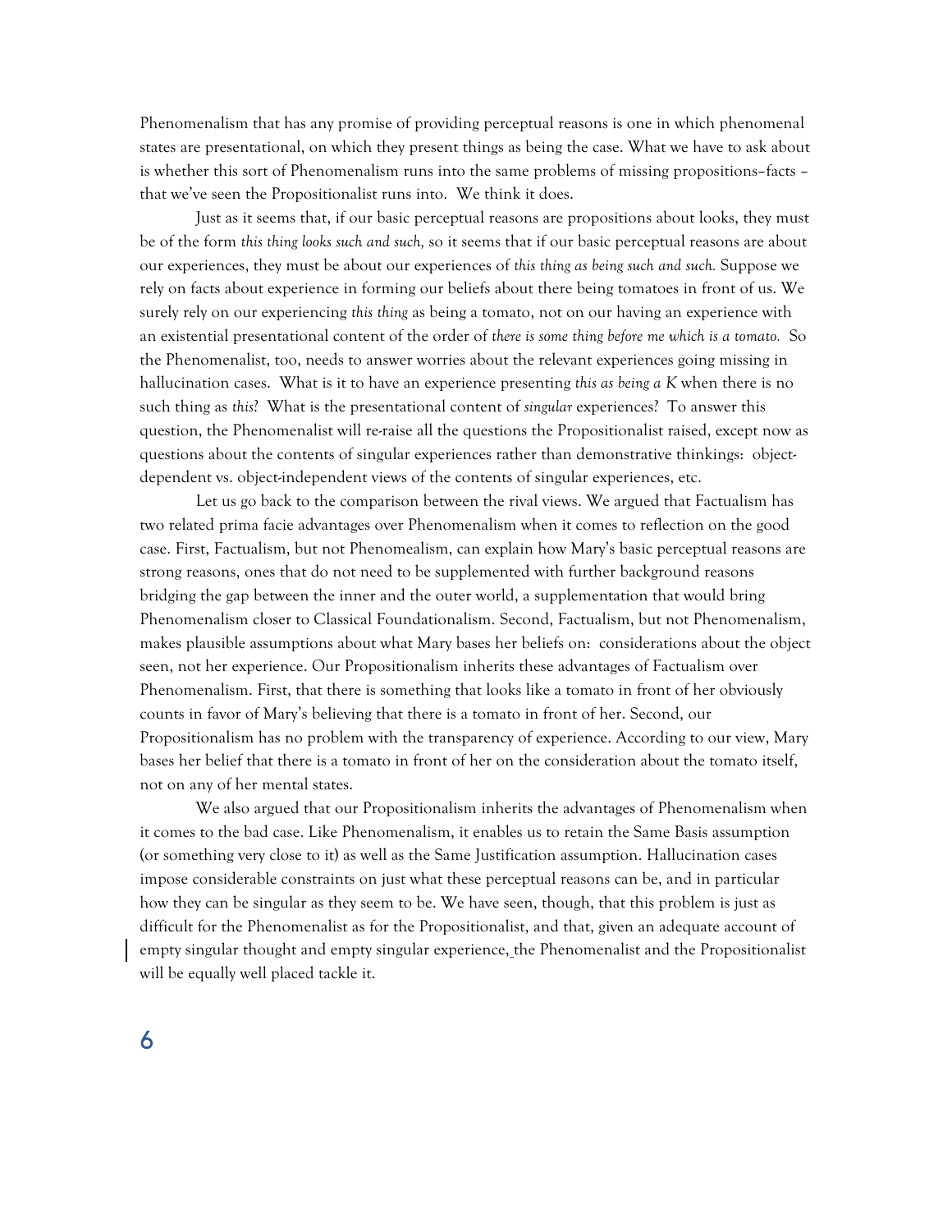Phenomenalism that has any promise of providing perceptual reasons is one in which phenomenal states are presentational, on which they present things as being the case. What we have to ask about is whether this sort of Phenomenalism runs into the same problems of missing propositions–facts – that we've seen the Propositionalist runs into. We think it does.

Just as it seems that, if our basic perceptual reasons are propositions about looks, they must be of the form *this thing looks such and such,* so it seems that if our basic perceptual reasons are about our experiences, they must be about our experiences of *this thing as being such and such.* Suppose we rely on facts about experience in forming our beliefs about there being tomatoes in front of us. We surely rely on our experiencing *this thing* as being a tomato, not on our having an experience with an existential presentational content of the order of *there is some thing before me which is a tomato.* So the Phenomenalist, too, needs to answer worries about the relevant experiences going missing in hallucination cases. What is it to have an experience presenting *this as being a K* when there is no such thing as *this*? What is the presentational content of *singular* experiences? To answer this question, the Phenomenalist will re-raise all the questions the Propositionalist raised, except now as questions about the contents of singular experiences rather than demonstrative thinkings: object-dependent vs. object-independent views of the contents of singular experiences, etc.

Let us go back to the comparison between the rival views. We argued that Factualism has two related prima facie advantages over Phenomenalism when it comes to reflection on the good case. First, Factualism, but not Phenomealism, can explain how Mary's basic perceptual reasons are strong reasons, ones that do not need to be supplemented with further background reasons bridging the gap between the inner and the outer world, a supplementation that would bring Phenomenalism closer to Classical Foundationalism. Second, Factualism, but not Phenomenalism, makes plausible assumptions about what Mary bases her beliefs on: considerations about the object seen, not her experience. Our Propositionalism inherits these advantages of Factualism over Phenomenalism. First, that there is something that looks like a tomato in front of her obviously counts in favor of Mary's believing that there is a tomato in front of her. Second, our Propositionalism has no problem with the transparency of experience. According to our view, Mary bases her belief that there is a tomato in front of her on the consideration about the tomato itself, not on any of her mental states.

We also argued that our Propositionalism inherits the advantages of Phenomenalism when it comes to the bad case. Like Phenomenalism, it enables us to retain the Same Basis assumption (or something very close to it) as well as the Same Justification assumption. Hallucination cases impose considerable constraints on just what these perceptual reasons can be, and in particular how they can be singular as they seem to be. We have seen, though, that this problem is just as difficult for the Phenomenalist as for the Propositionalist, and that, given an adequate account of empty singular thought and empty singular experience, the Phenomenalist and the Propositionalist will be equally well placed tackle it.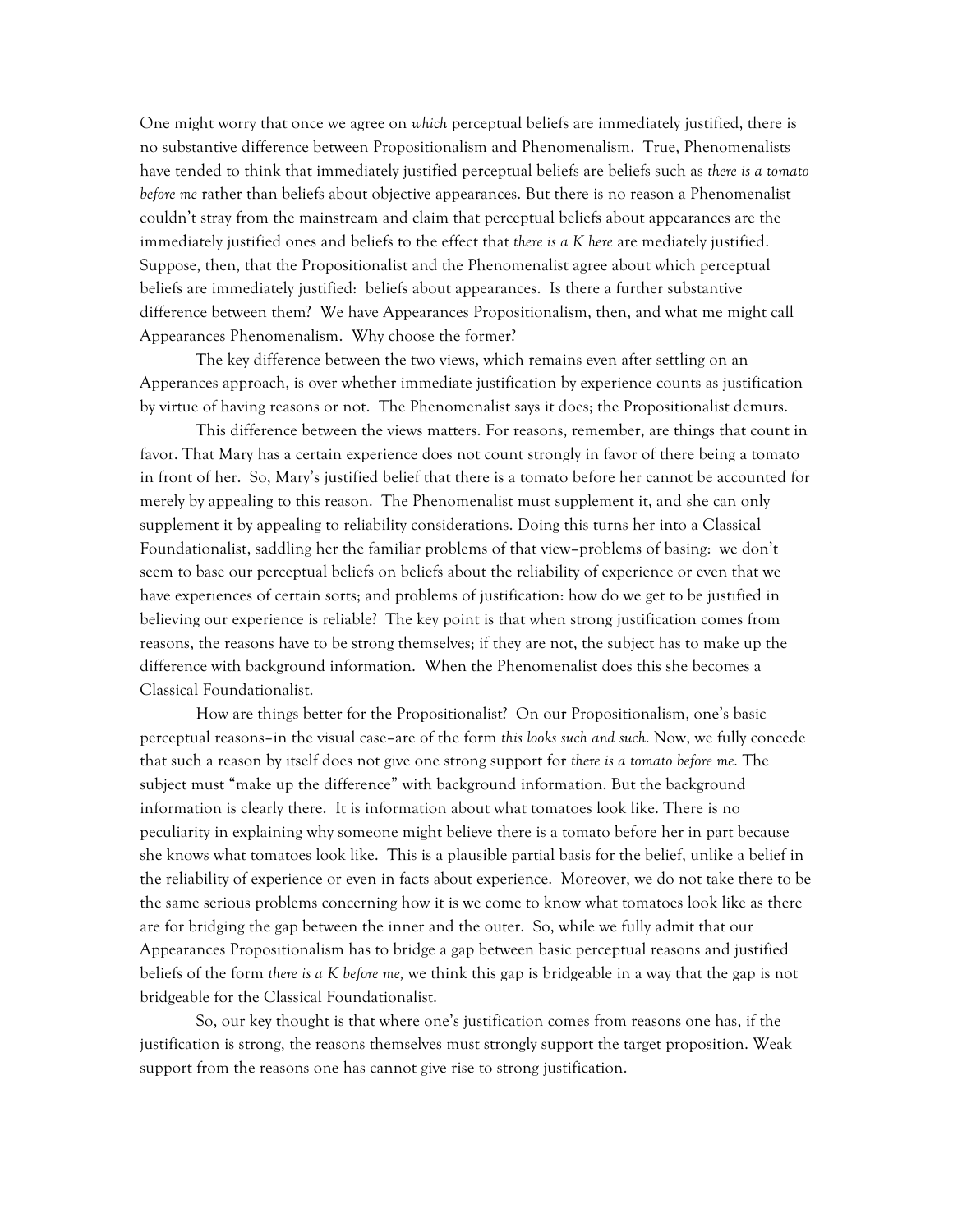One might worry that once we agree on *which* perceptual beliefs are immediately justified, there is no substantive difference between Propositionalism and Phenomenalism. True, Phenomenalists have tended to think that immediately justified perceptual beliefs are beliefs such as *there is a tomato before me* rather than beliefs about objective appearances. But there is no reason a Phenomenalist couldn't stray from the mainstream and claim that perceptual beliefs about appearances are the immediately justified ones and beliefs to the effect that *there is a K here* are mediately justified. Suppose, then, that the Propositionalist and the Phenomenalist agree about which perceptual beliefs are immediately justified: beliefs about appearances. Is there a further substantive difference between them? We have Appearances Propositionalism, then, and what me might call Appearances Phenomenalism. Why choose the former?

The key difference between the two views, which remains even after settling on an Apperances approach, is over whether immediate justification by experience counts as justification by virtue of having reasons or not. The Phenomenalist says it does; the Propositionalist demurs.

This difference between the views matters. For reasons, remember, are things that count in favor. That Mary has a certain experience does not count strongly in favor of there being a tomato in front of her. So, Mary's justified belief that there is a tomato before her cannot be accounted for merely by appealing to this reason. The Phenomenalist must supplement it, and she can only supplement it by appealing to reliability considerations. Doing this turns her into a Classical Foundationalist, saddling her the familiar problems of that view–problems of basing: we don't seem to base our perceptual beliefs on beliefs about the reliability of experience or even that we have experiences of certain sorts; and problems of justification: how do we get to be justified in believing our experience is reliable? The key point is that when strong justification comes from reasons, the reasons have to be strong themselves; if they are not, the subject has to make up the difference with background information. When the Phenomenalist does this she becomes a Classical Foundationalist.

How are things better for the Propositionalist? On our Propositionalism, one's basic perceptual reasons–in the visual case–are of the form *this looks such and such.* Now, we fully concede that such a reason by itself does not give one strong support for *there is a tomato before me.* The subject must "make up the difference" with background information. But the background information is clearly there. It is information about what tomatoes look like. There is no peculiarity in explaining why someone might believe there is a tomato before her in part because she knows what tomatoes look like. This is a plausible partial basis for the belief, unlike a belief in the reliability of experience or even in facts about experience. Moreover, we do not take there to be the same serious problems concerning how it is we come to know what tomatoes look like as there are for bridging the gap between the inner and the outer. So, while we fully admit that our Appearances Propositionalism has to bridge a gap between basic perceptual reasons and justified beliefs of the form *there is a K before me,* we think this gap is bridgeable in a way that the gap is not bridgeable for the Classical Foundationalist.

So, our key thought is that where one's justification comes from reasons one has, if the justification is strong, the reasons themselves must strongly support the target proposition. Weak support from the reasons one has cannot give rise to strong justification.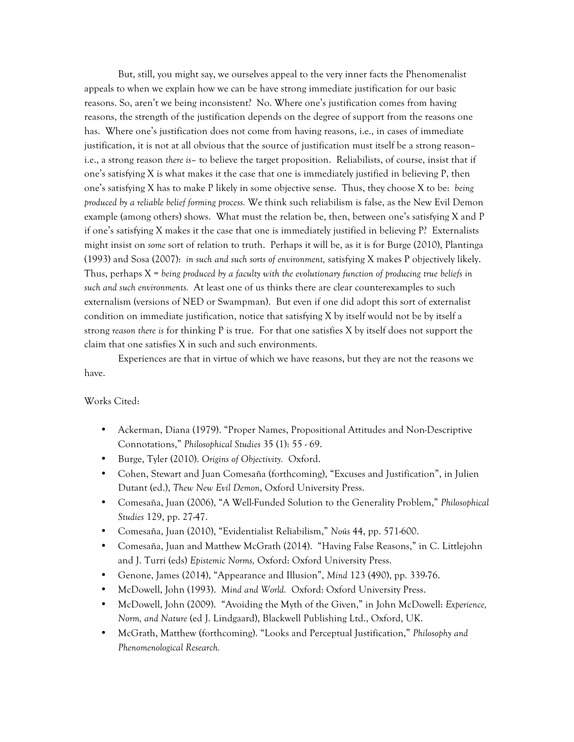But, still, you might say, we ourselves appeal to the very inner facts the Phenomenalist appeals to when we explain how we can be have strong immediate justification for our basic reasons. So, aren't we being inconsistent? No. Where one's justification comes from having reasons, the strength of the justification depends on the degree of support from the reasons one has. Where one's justification does not come from having reasons, i.e., in cases of immediate justification, it is not at all obvious that the source of justification must itself be a strong reason– i.e., a strong reason *there is*– to believe the target proposition. Reliabilists, of course, insist that if one's satisfying X is what makes it the case that one is immediately justified in believing P, then one's satisfying X has to make P likely in some objective sense. Thus, they choose X to be: *being produced by a reliable belief forming process.* We think such reliabilism is false, as the New Evil Demon example (among others) shows. What must the relation be, then, between one's satisfying X and P if one's satisfying X makes it the case that one is immediately justified in believing P? Externalists might insist on *some* sort of relation to truth. Perhaps it will be, as it is for Burge (2010), Plantinga (1993) and Sosa (2007): *in such and such sorts of environment,* satisfying X makes P objectively likely. Thus, perhaps X = *being produced by a faculty with the evolutionary function of producing true beliefs in such and such environments.* At least one of us thinks there are clear counterexamples to such externalism (versions of NED or Swampman). But even if one did adopt this sort of externalist condition on immediate justification, notice that satisfying X by itself would not be by itself a strong *reason there is* for thinking P is true. For that one satisfies X by itself does not support the claim that one satisfies X in such and such environments.

Experiences are that in virtue of which we have reasons, but they are not the reasons we have.

Works Cited:

- Ackerman, Diana (1979). "Proper Names, Propositional Attitudes and Non-Descriptive Connotations," *Philosophical Studies* 35 (1): 55 - 69.
- Burge, Tyler (2010). *Origins of Objectivity.* Oxford.
- Cohen, Stewart and Juan Comesaña (forthcoming), "Excuses and Justification", in Julien Dutant (ed.), *Thew New Evil Demon*, Oxford University Press.
- Comesaña, Juan (2006), "A Well-Funded Solution to the Generality Problem," *Philosophical Studies* 129, pp. 27-47.
- Comesaña, Juan (2010), "Evidentialist Reliabilism," *Noûs* 44, pp. 571-600.
- Comesaña, Juan and Matthew McGrath (2014). "Having False Reasons," in C. Littlejohn and J. Turri (eds) *Epistemic Norms,* Oxford: Oxford University Press.
- Genone, James (2014), "Appearance and Illusion", *Mind* 123 (490), pp. 339-76.
- McDowell, John (1993). *Mind and World.* Oxford: Oxford University Press.
- McDowell, John (2009). "Avoiding the Myth of the Given," in John McDowell: *Experience, Norm, and Nature* (ed J. Lindgaard), Blackwell Publishing Ltd., Oxford, UK.
- McGrath, Matthew (forthcoming). "Looks and Perceptual Justification," *Philosophy and Phenomenological Research.*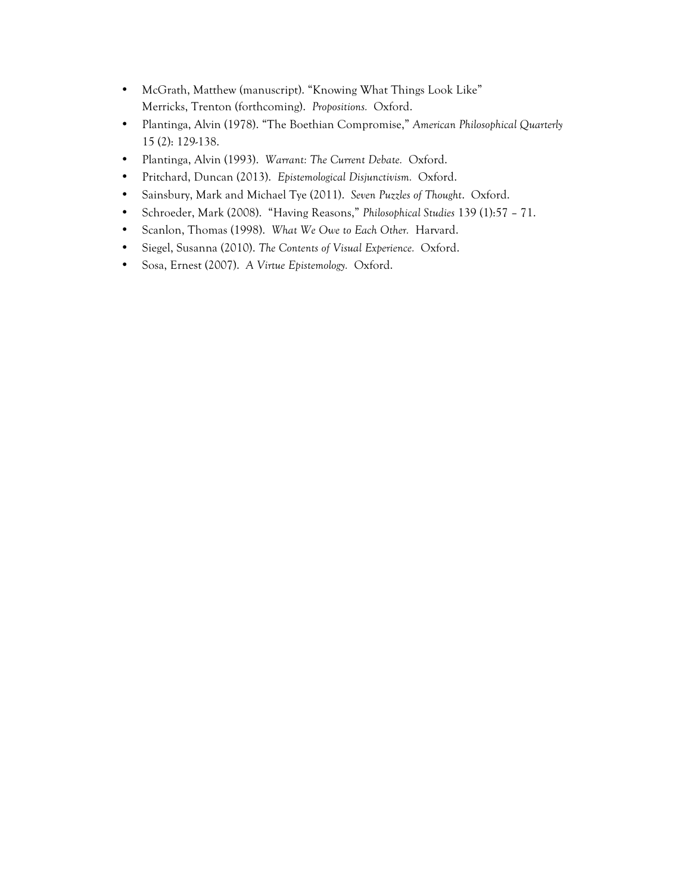- McGrath, Matthew (manuscript). "Knowing What Things Look Like"
  Merricks, Trenton (forthcoming). *Propositions.* Oxford.
- Plantinga, Alvin (1978). "The Boethian Compromise," *American Philosophical Quarterly* 15 (2): 129-138.
- Plantinga, Alvin (1993). *Warrant: The Current Debate.* Oxford.
- Pritchard, Duncan (2013). *Epistemological Disjunctivism.* Oxford.
- Sainsbury, Mark and Michael Tye (2011). *Seven Puzzles of Thought*. Oxford.
- Schroeder, Mark (2008). "Having Reasons," *Philosophical Studies* 139 (1):57 – 71.
- Scanlon, Thomas (1998). *What We Owe to Each Other.* Harvard.
- Siegel, Susanna (2010). *The Contents of Visual Experience.* Oxford.
- Sosa, Ernest (2007). *A Virtue Epistemology.* Oxford.